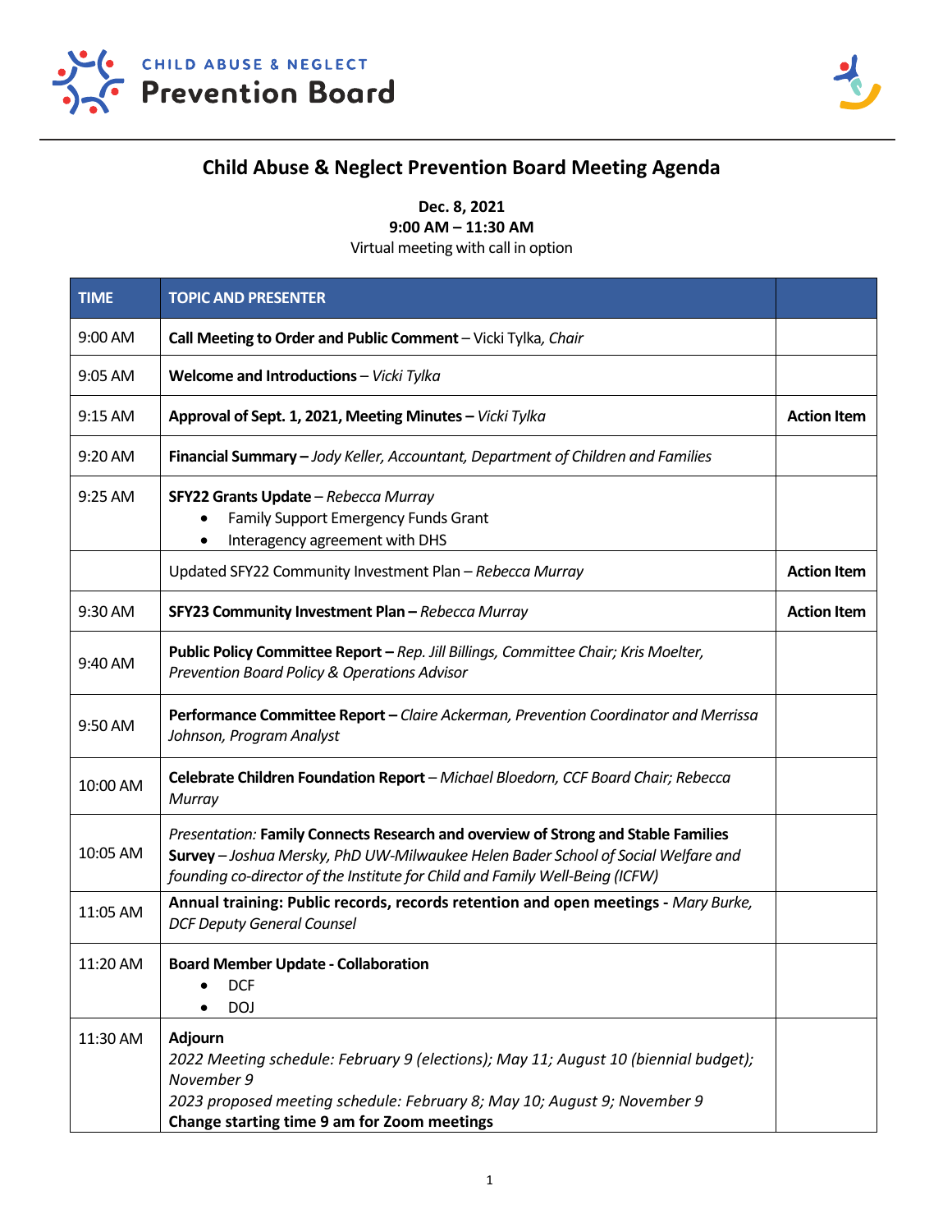CHILD ABUSE & NEGLECT

**Prevention Board**

# Child Abuse & Neglect Prevention Board Meeting Agenda

**Dec. 8, 2021**
**9:00 AM – 11:30 AM**
Virtual meeting with call in option

| TIME | TOPIC AND PRESENTER | |
|---|---|---|
| 9:00 AM | **Call Meeting to Order and Public Comment** – Vicki Tylka, *Chair* | |
| 9:05 AM | **Welcome and Introductions** – *Vicki Tylka* | |
| 9:15 AM | **Approval of Sept. 1, 2021, Meeting Minutes –** *Vicki Tylka* | **Action Item** |
| 9:20 AM | **Financial Summary –** *Jody Keller, Accountant, Department of Children and Families* | |
| 9:25 AM | **SFY22 Grants Update** – *Rebecca Murray*<br>• Family Support Emergency Funds Grant<br>• Interagency agreement with DHS | |
| | Updated SFY22 Community Investment Plan – *Rebecca Murray* | **Action Item** |
| 9:30 AM | **SFY23 Community Investment Plan –** *Rebecca Murray* | **Action Item** |
| 9:40 AM | **Public Policy Committee Report –** *Rep. Jill Billings, Committee Chair; Kris Moelter, Prevention Board Policy & Operations Advisor* | |
| 9:50 AM | **Performance Committee Report –** *Claire Ackerman, Prevention Coordinator and Merrissa Johnson, Program Analyst* | |
| 10:00 AM | **Celebrate Children Foundation Report** – *Michael Bloedorn, CCF Board Chair; Rebecca Murray* | |
| 10:05 AM | *Presentation:* **Family Connects Research and overview of Strong and Stable Families Survey** – *Joshua Mersky, PhD UW-Milwaukee Helen Bader School of Social Welfare and founding co-director of the Institute for Child and Family Well-Being (ICFW)* | |
| 11:05 AM | **Annual training: Public records, records retention and open meetings -** *Mary Burke, DCF Deputy General Counsel* | |
| 11:20 AM | **Board Member Update - Collaboration**<br>• DCF<br>• DOJ | |
| 11:30 AM | **Adjourn**<br>*2022 Meeting schedule: February 9 (elections); May 11; August 10 (biennial budget); November 9*<br>*2023 proposed meeting schedule: February 8; May 10; August 9; November 9*<br>**Change starting time 9 am for Zoom meetings** | |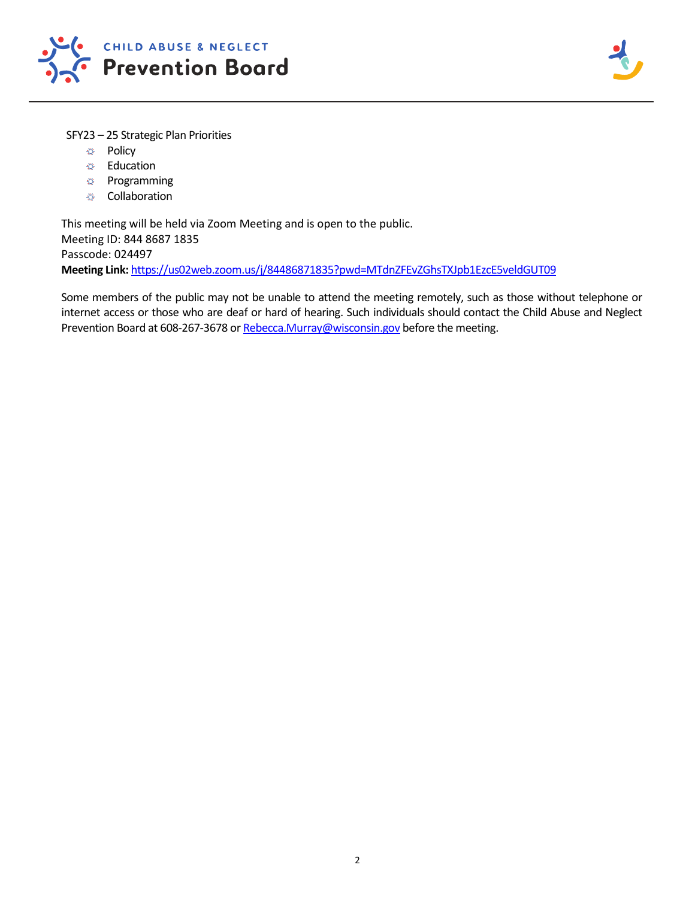SFY23 – 25 Strategic Plan Priorities

- Policy
- Education
- Programming
- Collaboration

This meeting will be held via Zoom Meeting and is open to the public.
Meeting ID: 844 8687 1835
Passcode: 024497
**Meeting Link:** https://us02web.zoom.us/j/84486871835?pwd=MTdnZFEvZGhsTXJpb1EzcE5veldGUT09

Some members of the public may not be unable to attend the meeting remotely, such as those without telephone or internet access or those who are deaf or hard of hearing. Such individuals should contact the Child Abuse and Neglect Prevention Board at 608-267-3678 or Rebecca.Murray@wisconsin.gov before the meeting.